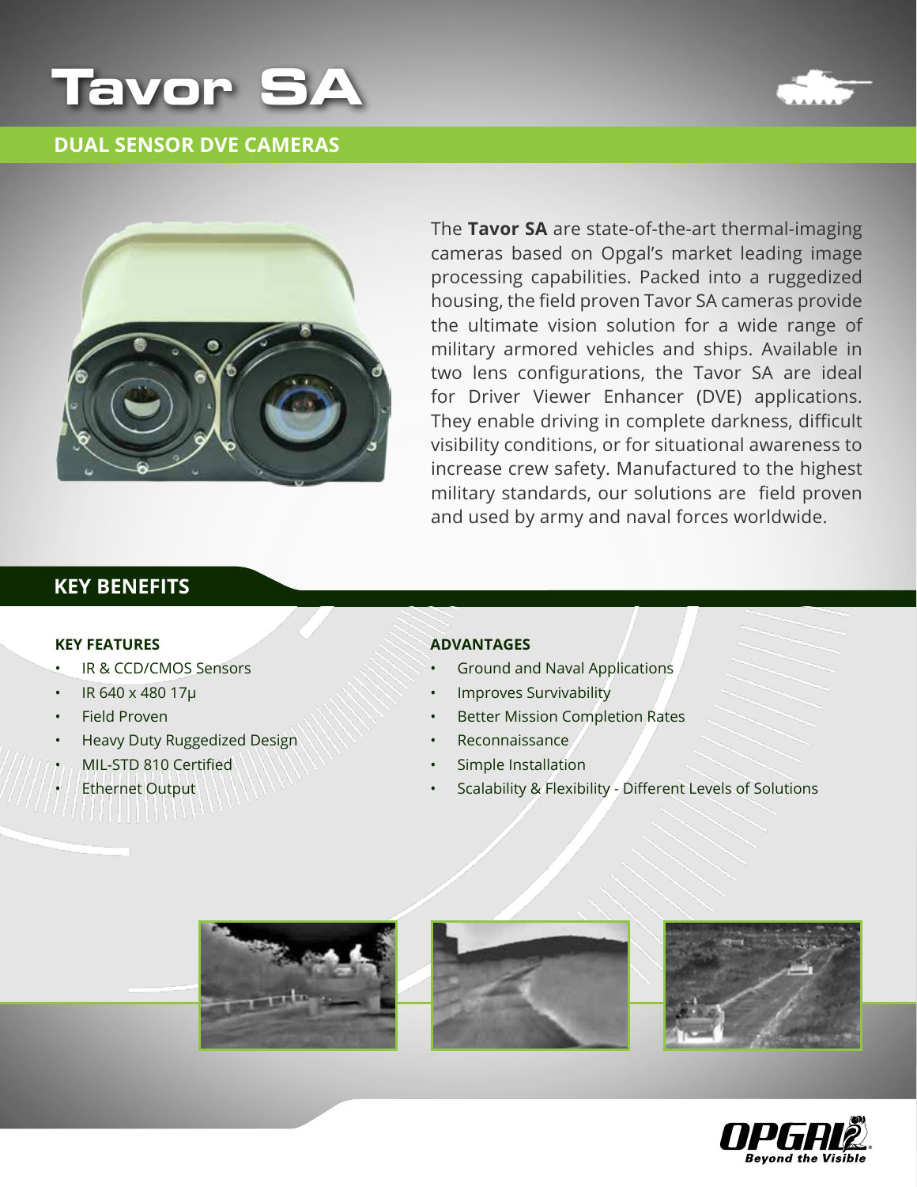# Tavor SA

## DUAL SENSOR DVE CAMERAS

The **Tavor SA** are state-of-the-art thermal-imaging cameras based on Opgal's market leading image processing capabilities. Packed into a ruggedized housing, the field proven Tavor SA cameras provide the ultimate vision solution for a wide range of military armored vehicles and ships. Available in two lens configurations, the Tavor SA are ideal for Driver Viewer Enhancer (DVE) applications. They enable driving in complete darkness, difficult visibility conditions, or for situational awareness to increase crew safety. Manufactured to the highest military standards, our solutions are field proven and used by army and naval forces worldwide.

## KEY BENEFITS

### KEY FEATURES

- IR & CCD/CMOS Sensors
- IR 640 x 480 17μ
- Field Proven
- Heavy Duty Ruggedized Design
- MIL-STD 810 Certified
- Ethernet Output

### ADVANTAGES

- Ground and Naval Applications
- Improves Survivability
- Better Mission Completion Rates
- Reconnaissance
- Simple Installation
- Scalability & Flexibility - Different Levels of Solutions

OPGAL
Beyond the Visible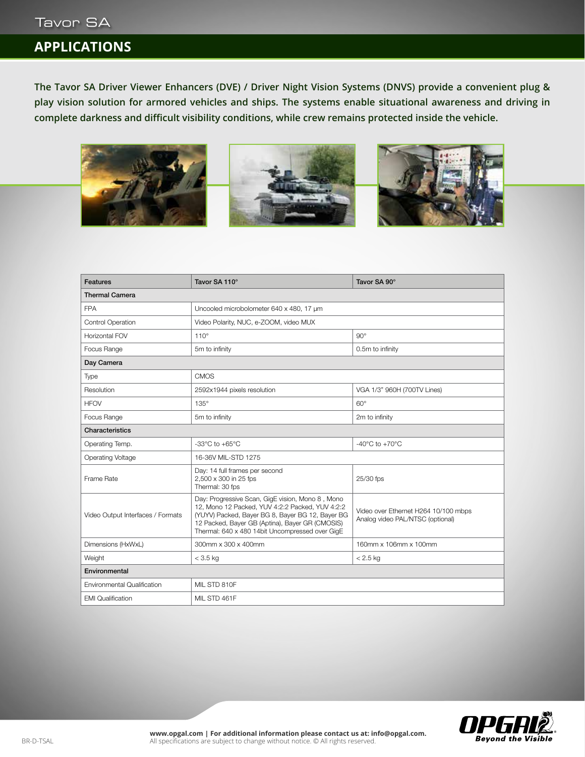# Tavor SA

## APPLICATIONS

**The Tavor SA Driver Viewer Enhancers (DVE) / Driver Night Vision Systems (DNVS) provide a convenient plug & play vision solution for armored vehicles and ships. The systems enable situational awareness and driving in complete darkness and difficult visibility conditions, while crew remains protected inside the vehicle.**

| Features | Tavor SA 110° | Tavor SA 90° |
|---|---|---|
| **Thermal Camera** | | |
| FPA | Uncooled microbolometer 640 x 480, 17 μm | |
| Control Operation | Video Polarity, NUC, e-ZOOM, video MUX | |
| Horizontal FOV | 110° | 90° |
| Focus Range | 5m to infinity | 0.5m to infinity |
| **Day Camera** | | |
| Type | CMOS | |
| Resolution | 2592x1944 pixels resolution | VGA 1/3" 960H (700TV Lines) |
| HFOV | 135° | 60° |
| Focus Range | 5m to infinity | 2m to infinity |
| **Characteristics** | | |
| Operating Temp. | -33°C to +65°C | -40°C to +70°C |
| Operating Voltage | 16-36V MIL-STD 1275 | |
| Frame Rate | Day: 14 full frames per second<br>2,500 x 300 in 25 fps<br>Thermal: 30 fps | 25/30 fps |
| Video Output Interfaces / Formats | Day: Progressive Scan, GigE vision, Mono 8 , Mono 12, Mono 12 Packed, YUV 4:2:2 Packed, YUV 4:2:2 (YUYV) Packed, Bayer BG 8, Bayer BG 12, Bayer BG 12 Packed, Bayer GB (Aptina), Bayer GR (CMOSIS)<br>Thermal: 640 x 480 14bit Uncompressed over GigE | Video over Ethernet H264 10/100 mbps<br>Analog video PAL/NTSC (optional) |
| Dimensions (HxWxL) | 300mm x 300 x 400mm | 160mm x 106mm x 100mm |
| Weight | < 3.5 kg | < 2.5 kg |
| **Environmental** | | |
| Environmental Qualification | MIL STD 810F | |
| EMI Qualification | MIL STD 461F | |

**www.opgal.com | For additional information please contact us at: info@opgal.com.**
All specifications are subject to change without notice. © All rights reserved.

BR-D-TSAL

OPGAL Beyond the Visible